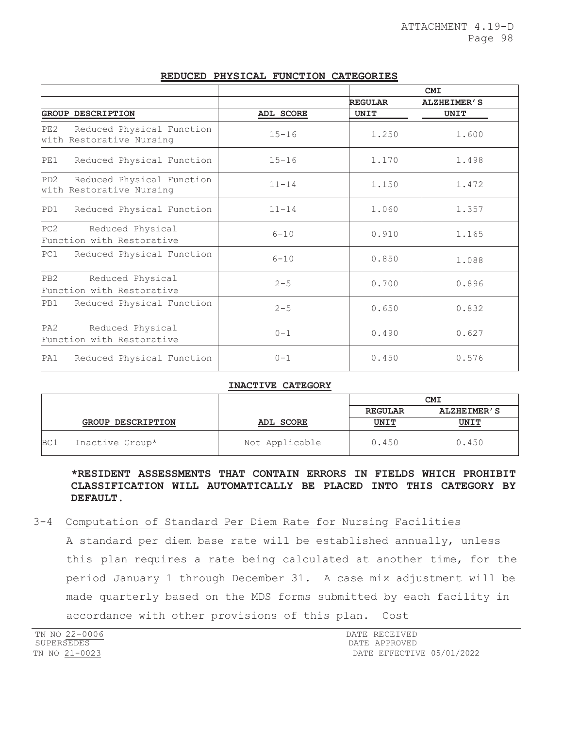## REDUCED PHYSICAL FUNCTION CATEGORIES

| | | CMI | |
|---|---|---|---|
| | | REGULAR | ALZHEIMER'S |
| GROUP DESCRIPTION | ADL SCORE | UNIT | UNIT |
| PE2 Reduced Physical Function with Restorative Nursing | 15-16 | 1.250 | 1.600 |
| PE1 Reduced Physical Function | 15-16 | 1.170 | 1.498 |
| PD2 Reduced Physical Function with Restorative Nursing | 11-14 | 1.150 | 1.472 |
| PD1 Reduced Physical Function | 11-14 | 1.060 | 1.357 |
| PC2 Reduced Physical Function with Restorative | 6-10 | 0.910 | 1.165 |
| PC1 Reduced Physical Function | 6-10 | 0.850 | 1.088 |
| PB2 Reduced Physical Function with Restorative | 2-5 | 0.700 | 0.896 |
| PB1 Reduced Physical Function | 2-5 | 0.650 | 0.832 |
| PA2 Reduced Physical Function with Restorative | 0-1 | 0.490 | 0.627 |
| PA1 Reduced Physical Function | 0-1 | 0.450 | 0.576 |

## INACTIVE CATEGORY

| | | CMI | |
|---|---|---|---|
| | | REGULAR | ALZHEIMER'S |
| GROUP DESCRIPTION | ADL SCORE | UNIT | UNIT |
| BC1 Inactive Group* | Not Applicable | 0.450 | 0.450 |

**\*RESIDENT ASSESSMENTS THAT CONTAIN ERRORS IN FIELDS WHICH PROHIBIT CLASSIFICATION WILL AUTOMATICALLY BE PLACED INTO THIS CATEGORY BY DEFAULT.**

3-4 Computation of Standard Per Diem Rate for Nursing Facilities

A standard per diem base rate will be established annually, unless this plan requires a rate being calculated at another time, for the period January 1 through December 31. A case mix adjustment will be made quarterly based on the MDS forms submitted by each facility in accordance with other provisions of this plan. Cost

TN NO 22-0006 DATE RECEIVED
SUPERSEDES DATE APPROVED
TN NO 21-0023 DATE EFFECTIVE 05/01/2022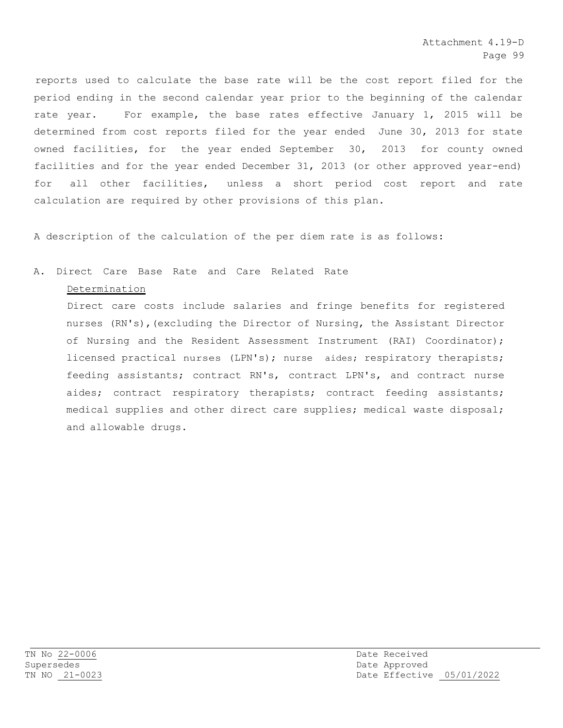reports used to calculate the base rate will be the cost report filed for the period ending in the second calendar year prior to the beginning of the calendar rate year. For example, the base rates effective January 1, 2015 will be determined from cost reports filed for the year ended June 30, 2013 for state owned facilities, for the year ended September 30, 2013 for county owned facilities and for the year ended December 31, 2013 (or other approved year-end) for all other facilities, unless a short period cost report and rate calculation are required by other provisions of this plan.

A description of the calculation of the per diem rate is as follows:

A. Direct Care Base Rate and Care Related Rate

<u>Determination</u>

Direct care costs include salaries and fringe benefits for registered nurses (RN's),(excluding the Director of Nursing, the Assistant Director of Nursing and the Resident Assessment Instrument (RAI) Coordinator); licensed practical nurses (LPN's); nurse aides; respiratory therapists; feeding assistants; contract RN's, contract LPN's, and contract nurse aides; contract respiratory therapists; contract feeding assistants; medical supplies and other direct care supplies; medical waste disposal; and allowable drugs.

TN No 22-0006
Supersedes
TN NO 21-0023

Date Received
Date Approved
Date Effective 05/01/2022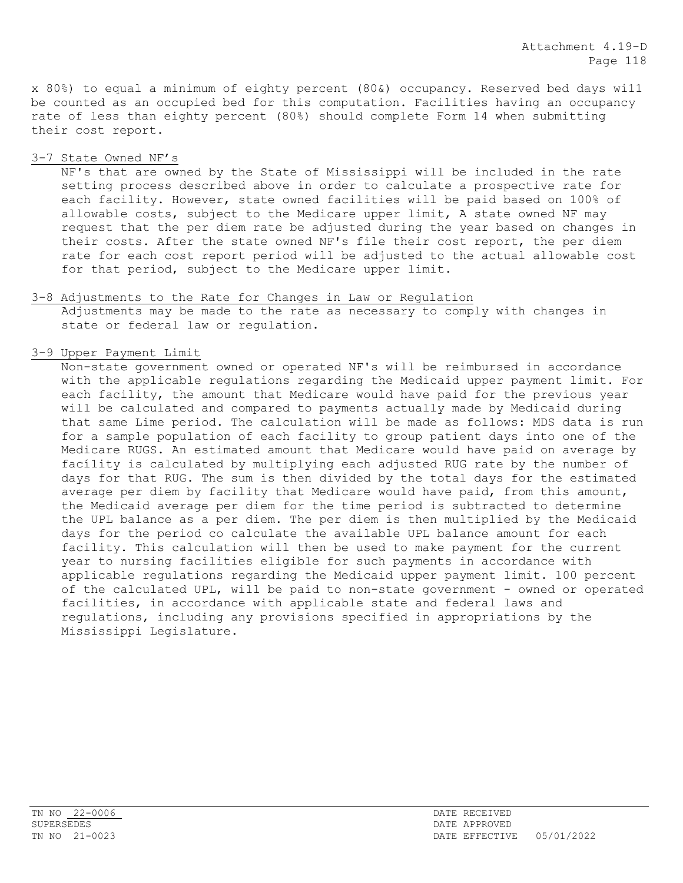x 80%) to equal a minimum of eighty percent (80&) occupancy. Reserved bed days wi11 be counted as an occupied bed for this computation. Facilities having an occupancy rate of less than eighty percent (80%) should complete Form 14 when submitting their cost report.

3-7 State Owned NF's

NF's that are owned by the State of Mississippi will be included in the rate setting process described above in order to calculate a prospective rate for each facility. However, state owned facilities will be paid based on 100% of allowable costs, subject to the Medicare upper limit, A state owned NF may request that the per diem rate be adjusted during the year based on changes in their costs. After the state owned NF's file their cost report, the per diem rate for each cost report period will be adjusted to the actual allowable cost for that period, subject to the Medicare upper limit.

3-8 Adjustments to the Rate for Changes in Law or Regulation

Adjustments may be made to the rate as necessary to comply with changes in state or federal law or regulation.

3-9 Upper Payment Limit

Non-state government owned or operated NF's will be reimbursed in accordance with the applicable regulations regarding the Medicaid upper payment limit. For each facility, the amount that Medicare would have paid for the previous year will be calculated and compared to payments actually made by Medicaid during that same Lime period. The calculation will be made as follows: MDS data is run for a sample population of each facility to group patient days into one of the Medicare RUGS. An estimated amount that Medicare would have paid on average by facílity is calculated by multiplying each adjusted RUG rate by the number of days for that RUG. The sum is then divided by the total days for the estimated average per diem by facility that Medicare would have paid, from this amount, the Medicaid average per diem for the time period is subtracted to determine the UPL balance as a per diem. The per diem is then multiplied by the Medicaid days for the period co calculate the available UPL balance amount for each facility. This calculation will then be used to make payment for the current year to nursing facilities eligible for such payments in accordance with applicable regulations regarding the Medicaid upper payment limit. 100 percent of the calculated UPL, will be paid to non-state government - owned or operated facilities, in accordance with applicable state and federal laws and regulations, including any provisions specified in appropriations by the Mississippi Legislature.

TN NO 22-0006
SUPERSEDES
TN NO 21-0023

DATE RECEIVED
DATE APPROVED
DATE EFFECTIVE 05/01/2022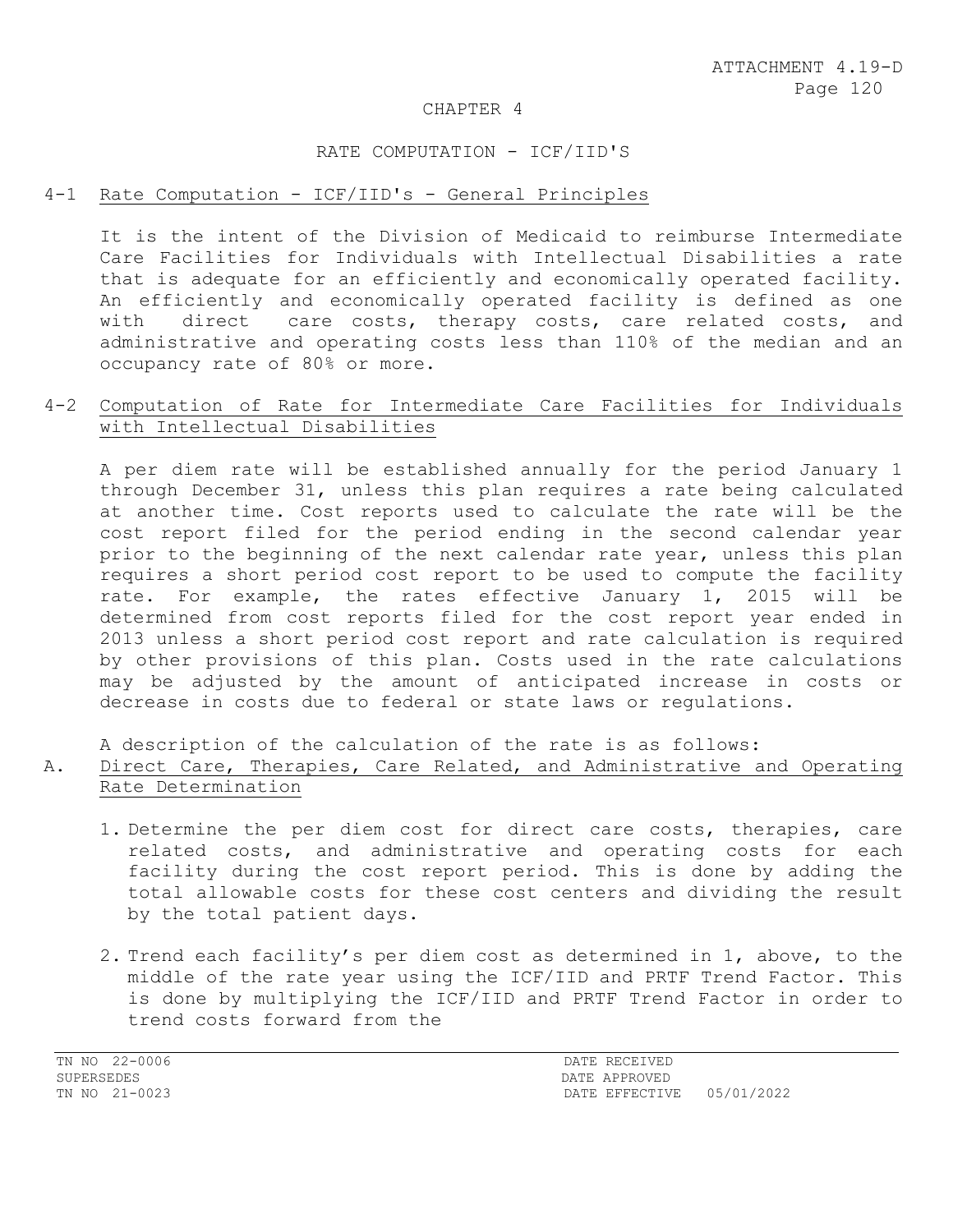ATTACHMENT 4.19-D

# CHAPTER 4

## RATE COMPUTATION - ICF/IID'S

### 4-1 Rate Computation - ICF/IID's - General Principles

It is the intent of the Division of Medicaid to reimburse Intermediate Care Facilities for Individuals with Intellectual Disabilities a rate that is adequate for an efficiently and economically operated facility. An efficiently and economically operated facility is defined as one with direct care costs, therapy costs, care related costs, and administrative and operating costs less than 110% of the median and an occupancy rate of 80% or more.

### 4-2 Computation of Rate for Intermediate Care Facilities for Individuals with Intellectual Disabilities

A per diem rate will be established annually for the period January 1 through December 31, unless this plan requires a rate being calculated at another time. Cost reports used to calculate the rate will be the cost report filed for the period ending in the second calendar year prior to the beginning of the next calendar rate year, unless this plan requires a short period cost report to be used to compute the facility rate. For example, the rates effective January 1, 2015 will be determined from cost reports filed for the cost report year ended in 2013 unless a short period cost report and rate calculation is required by other provisions of this plan. Costs used in the rate calculations may be adjusted by the amount of anticipated increase in costs or decrease in costs due to federal or state laws or regulations.

A description of the calculation of the rate is as follows:

A. Direct Care, Therapies, Care Related, and Administrative and Operating Rate Determination

1. Determine the per diem cost for direct care costs, therapies, care related costs, and administrative and operating costs for each facility during the cost report period. This is done by adding the total allowable costs for these cost centers and dividing the result by the total patient days.

2. Trend each facility's per diem cost as determined in 1, above, to the middle of the rate year using the ICF/IID and PRTF Trend Factor. This is done by multiplying the ICF/IID and PRTF Trend Factor in order to trend costs forward from the

TN NO 22-0006 DATE RECEIVED
SUPERSEDES DATE APPROVED
TN NO 21-0023 DATE EFFECTIVE 05/01/2022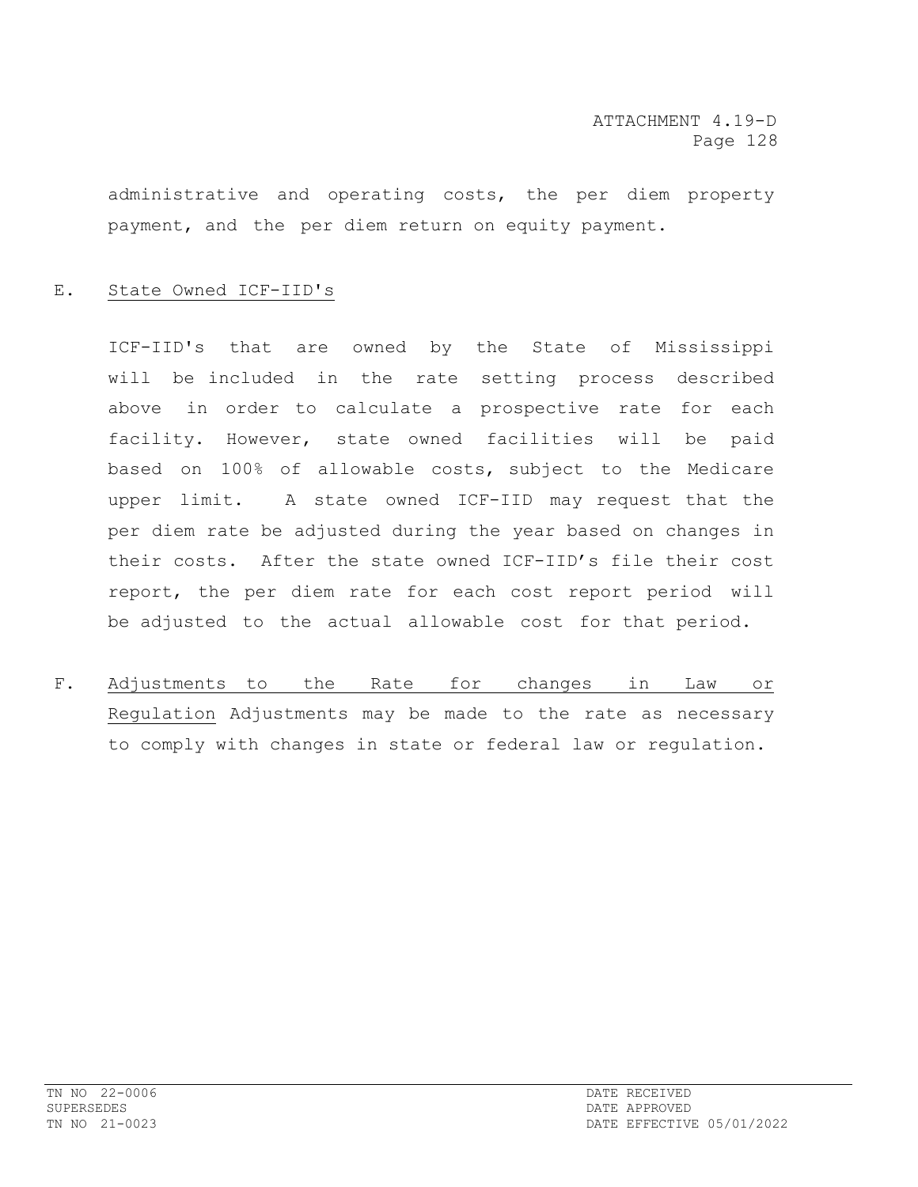administrative and operating costs, the per diem property payment, and the per diem return on equity payment.

E. State Owned ICF-IID's

ICF-IID's that are owned by the State of Mississippi will be included in the rate setting process described above in order to calculate a prospective rate for each facility. However, state owned facilities will be paid based on 100% of allowable costs, subject to the Medicare upper limit. A state owned ICF-IID may request that the per diem rate be adjusted during the year based on changes in their costs. After the state owned ICF-IID's file their cost report, the per diem rate for each cost report period will be adjusted to the actual allowable cost for that period.

F. Adjustments to the Rate for changes in Law or Regulation Adjustments may be made to the rate as necessary to comply with changes in state or federal law or regulation.

TN NO 22-0006
SUPERSEDES
TN NO 21-0023

DATE RECEIVED
DATE APPROVED
DATE EFFECTIVE 05/01/2022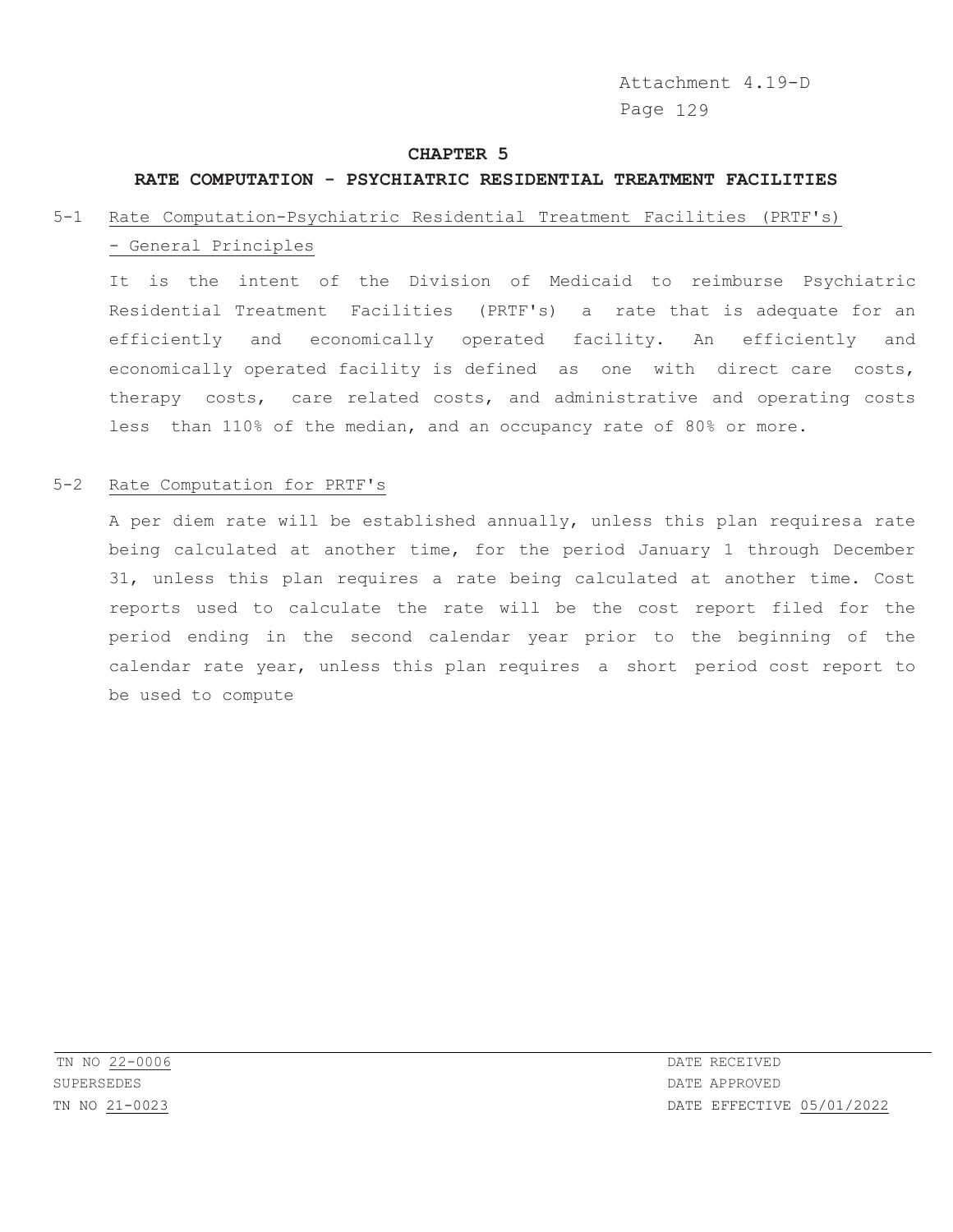Attachment 4.19-D

# CHAPTER 5

## RATE COMPUTATION - PSYCHIATRIC RESIDENTIAL TREATMENT FACILITIES

### 5-1 Rate Computation-Psychiatric Residential Treatment Facilities (PRTF's) - General Principles

It is the intent of the Division of Medicaid to reimburse Psychiatric Residential Treatment Facilities (PRTF's) a rate that is adequate for an efficiently and economically operated facility. An efficiently and economically operated facility is defined as one with direct care costs, therapy costs, care related costs, and administrative and operating costs less than 110% of the median, and an occupancy rate of 80% or more.

### 5-2 Rate Computation for PRTF's

A per diem rate will be established annually, unless this plan requiresa rate being calculated at another time, for the period January 1 through December 31, unless this plan requires a rate being calculated at another time. Cost reports used to calculate the rate will be the cost report filed for the period ending in the second calendar year prior to the beginning of the calendar rate year, unless this plan requires a short period cost report to be used to compute

TN NO 22-0006
SUPERSEDES
TN NO 21-0023

DATE RECEIVED
DATE APPROVED
DATE EFFECTIVE 05/01/2022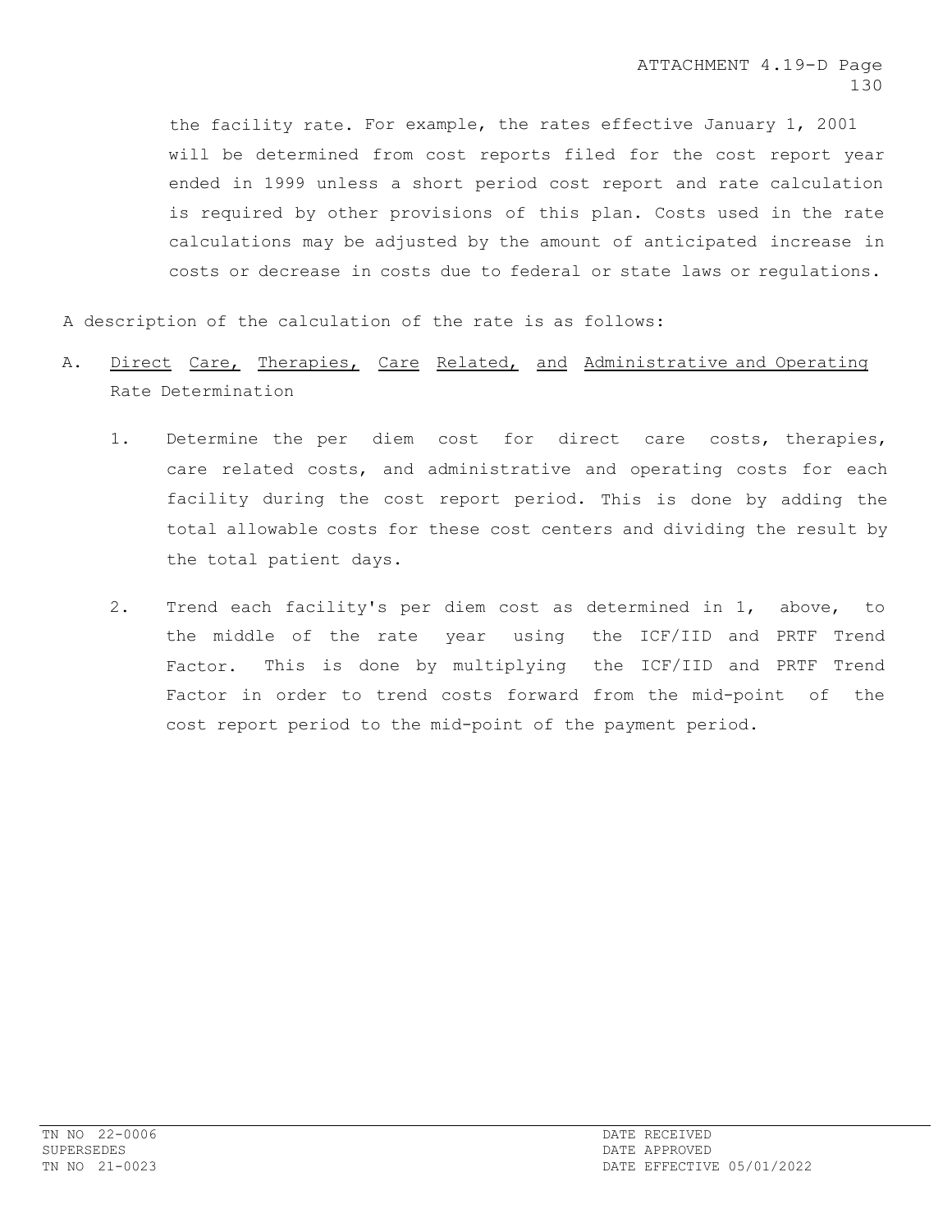the facility rate. For example, the rates effective January 1, 2001 will be determined from cost reports filed for the cost report year ended in 1999 unless a short period cost report and rate calculation is required by other provisions of this plan. Costs used in the rate calculations may be adjusted by the amount of anticipated increase in costs or decrease in costs due to federal or state laws or regulations.

A description of the calculation of the rate is as follows:

A. Direct Care, Therapies, Care Related, and Administrative and Operating Rate Determination

   1. Determine the per diem cost for direct care costs, therapies, care related costs, and administrative and operating costs for each facility during the cost report period. This is done by adding the total allowable costs for these cost centers and dividing the result by the total patient days.

   2. Trend each facility's per diem cost as determined in 1, above, to the middle of the rate year using the ICF/IID and PRTF Trend Factor. This is done by multiplying the ICF/IID and PRTF Trend Factor in order to trend costs forward from the mid-point of the cost report period to the mid-point of the payment period.

TN NO 22-0006
SUPERSEDES
TN NO 21-0023

DATE RECEIVED
DATE APPROVED
DATE EFFECTIVE 05/01/2022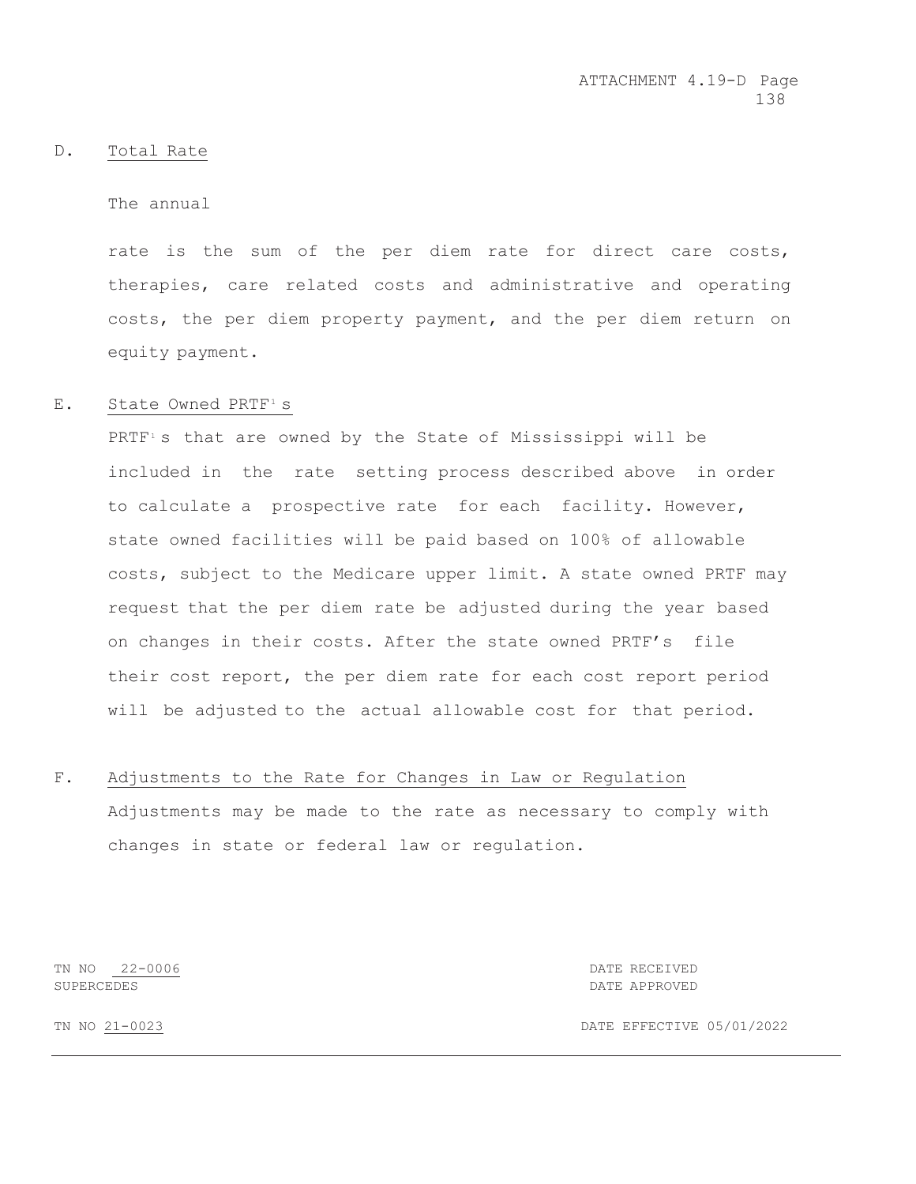D. Total Rate

The annual

rate is the sum of the per diem rate for direct care costs, therapies, care related costs and administrative and operating costs, the per diem property payment, and the per diem return on equity payment.

E. State Owned PRTF's

PRTF's that are owned by the State of Mississippi will be included in the rate setting process described above in order to calculate a prospective rate for each facility. However, state owned facilities will be paid based on 100% of allowable costs, subject to the Medicare upper limit. A state owned PRTF may request that the per diem rate be adjusted during the year based on changes in their costs. After the state owned PRTF's file their cost report, the per diem rate for each cost report period will be adjusted to the actual allowable cost for that period.

F. Adjustments to the Rate for Changes in Law or Regulation

Adjustments may be made to the rate as necessary to comply with changes in state or federal law or regulation.

TN NO 22-0006 DATE RECEIVED
SUPERCEDES DATE APPROVED
TN NO 21-0023 DATE EFFECTIVE 05/01/2022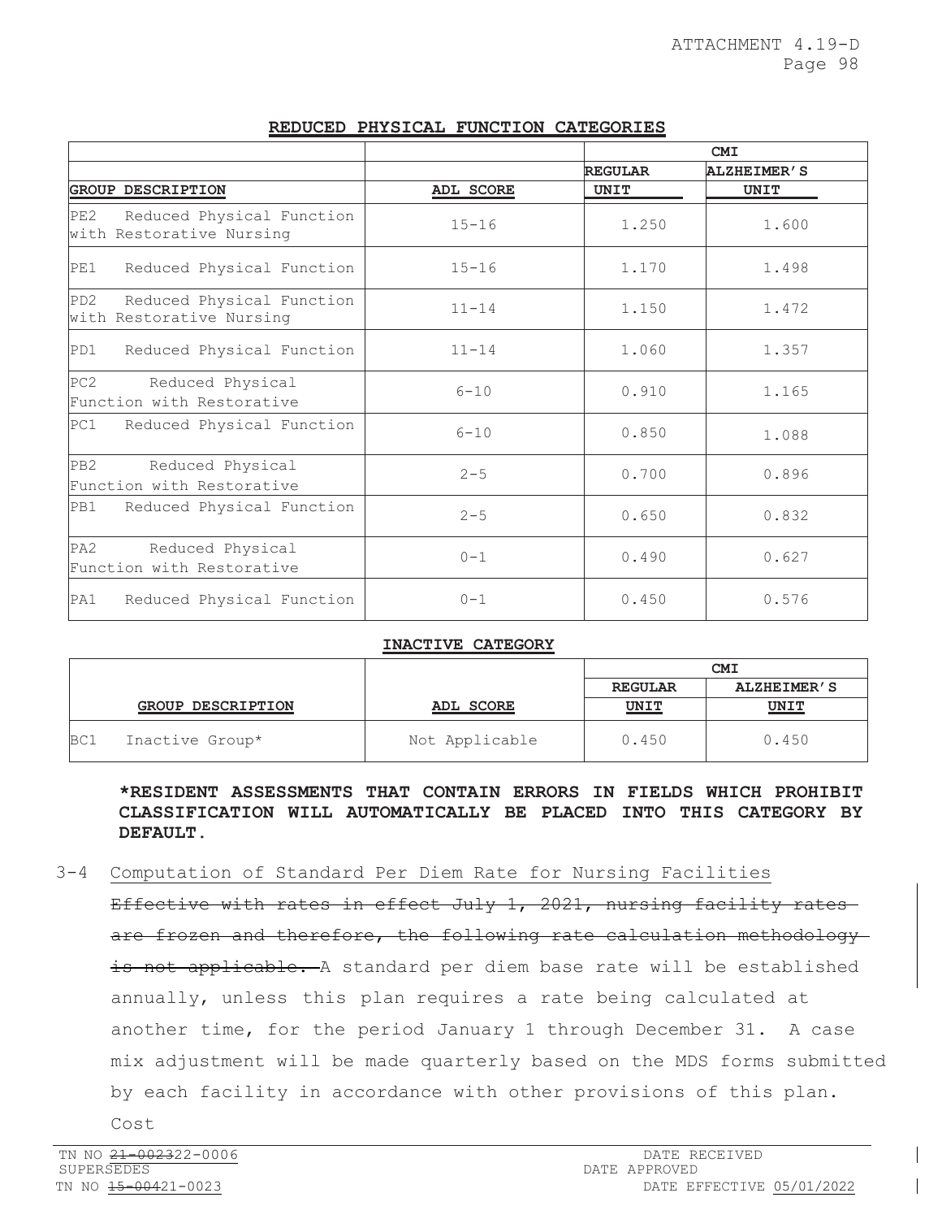ATTACHMENT 4.19-D
Page 98

**REDUCED PHYSICAL FUNCTION CATEGORIES**

| | | CMI | |
|---|---|---|---|
| | | **REGULAR** | **ALZHEIMER'S** |
| **GROUP DESCRIPTION** | **ADL SCORE** | **UNIT** | **UNIT** |
| PE2 Reduced Physical Function with Restorative Nursing | 15-16 | 1.250 | 1.600 |
| PE1 Reduced Physical Function | 15-16 | 1.170 | 1.498 |
| PD2 Reduced Physical Function with Restorative Nursing | 11-14 | 1.150 | 1.472 |
| PD1 Reduced Physical Function | 11-14 | 1.060 | 1.357 |
| PC2 Reduced Physical Function with Restorative | 6-10 | 0.910 | 1.165 |
| PC1 Reduced Physical Function | 6-10 | 0.850 | 1.088 |
| PB2 Reduced Physical Function with Restorative | 2-5 | 0.700 | 0.896 |
| PB1 Reduced Physical Function | 2-5 | 0.650 | 0.832 |
| PA2 Reduced Physical Function with Restorative | 0-1 | 0.490 | 0.627 |
| PA1 Reduced Physical Function | 0-1 | 0.450 | 0.576 |

**INACTIVE CATEGORY**

| | | CMI | |
|---|---|---|---|
| | | **REGULAR** | **ALZHEIMER'S** |
| **GROUP DESCRIPTION** | **ADL SCORE** | **UNIT** | **UNIT** |
| BC1 Inactive Group* | Not Applicable | 0.450 | 0.450 |

**\*RESIDENT ASSESSMENTS THAT CONTAIN ERRORS IN FIELDS WHICH PROHIBIT CLASSIFICATION WILL AUTOMATICALLY BE PLACED INTO THIS CATEGORY BY DEFAULT.**

3-4 Computation of Standard Per Diem Rate for Nursing Facilities

~~Effective with rates in effect July 1, 2021, nursing facility rates are frozen and therefore, the following rate calculation methodology is not applicable.~~ A standard per diem base rate will be established annually, unless this plan requires a rate being calculated at another time, for the period January 1 through December 31. A case mix adjustment will be made quarterly based on the MDS forms submitted by each facility in accordance with other provisions of this plan. Cost

TN NO ~~21-0023~~22-0006 DATE RECEIVED
SUPERSEDES DATE APPROVED
TN NO ~~15-0042~~1-0023 DATE EFFECTIVE 05/01/2022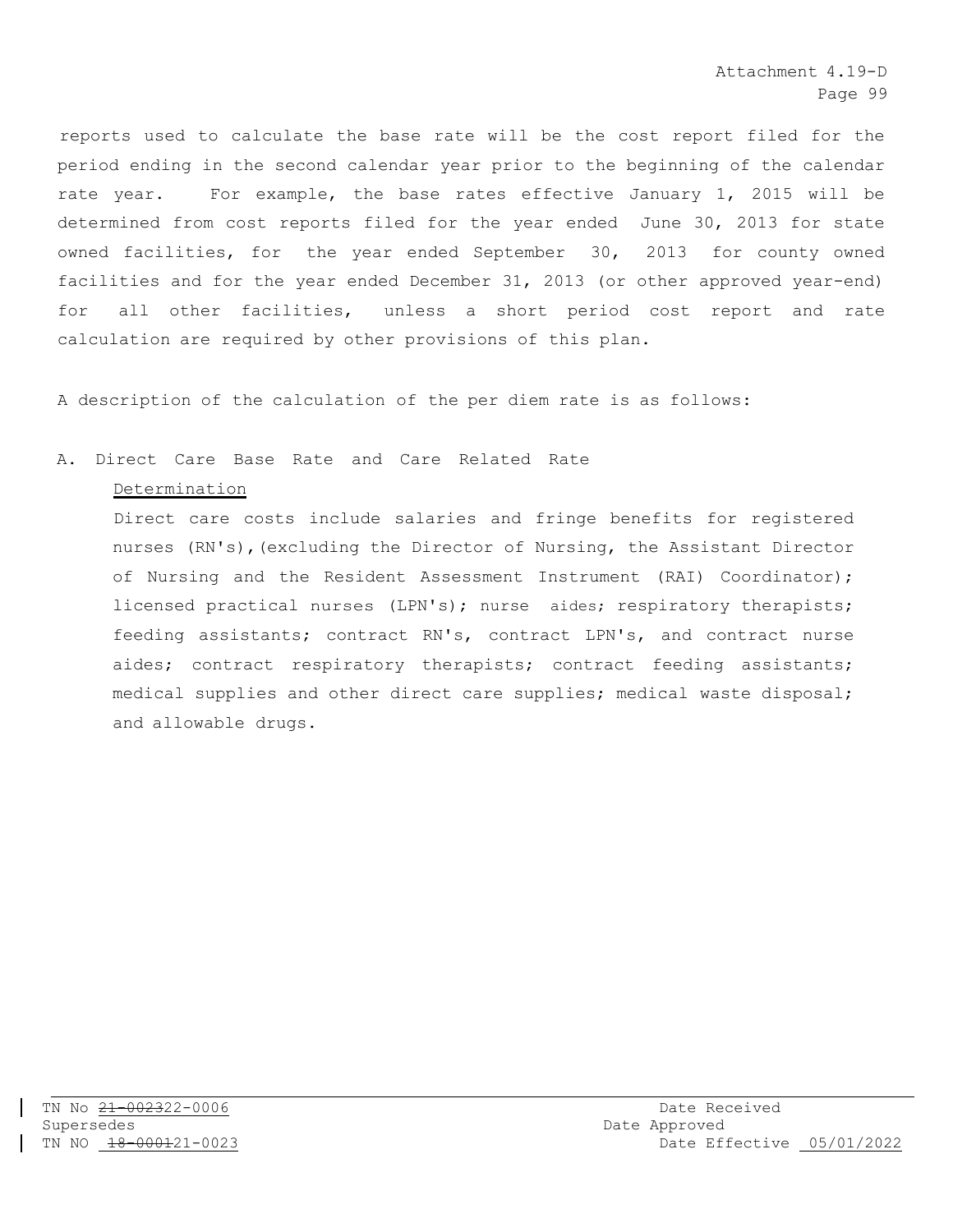reports used to calculate the base rate will be the cost report filed for the period ending in the second calendar year prior to the beginning of the calendar rate year. For example, the base rates effective January 1, 2015 will be determined from cost reports filed for the year ended June 30, 2013 for state owned facilities, for the year ended September 30, 2013 for county owned facilities and for the year ended December 31, 2013 (or other approved year-end) for all other facilities, unless a short period cost report and rate calculation are required by other provisions of this plan.

A description of the calculation of the per diem rate is as follows:

A. Direct Care Base Rate and Care Related Rate

<u>Determination</u>

Direct care costs include salaries and fringe benefits for registered nurses (RN's),(excluding the Director of Nursing, the Assistant Director of Nursing and the Resident Assessment Instrument (RAI) Coordinator); licensed practical nurses (LPN's); nurse aides; respiratory therapists; feeding assistants; contract RN's, contract LPN's, and contract nurse aides; contract respiratory therapists; contract feeding assistants; medical supplies and other direct care supplies; medical waste disposal; and allowable drugs.

TN No ~~21-0023~~22-0006
Supersedes
TN NO ~~18-0001~~21-0023

Date Received
Date Approved
Date Effective 05/01/2022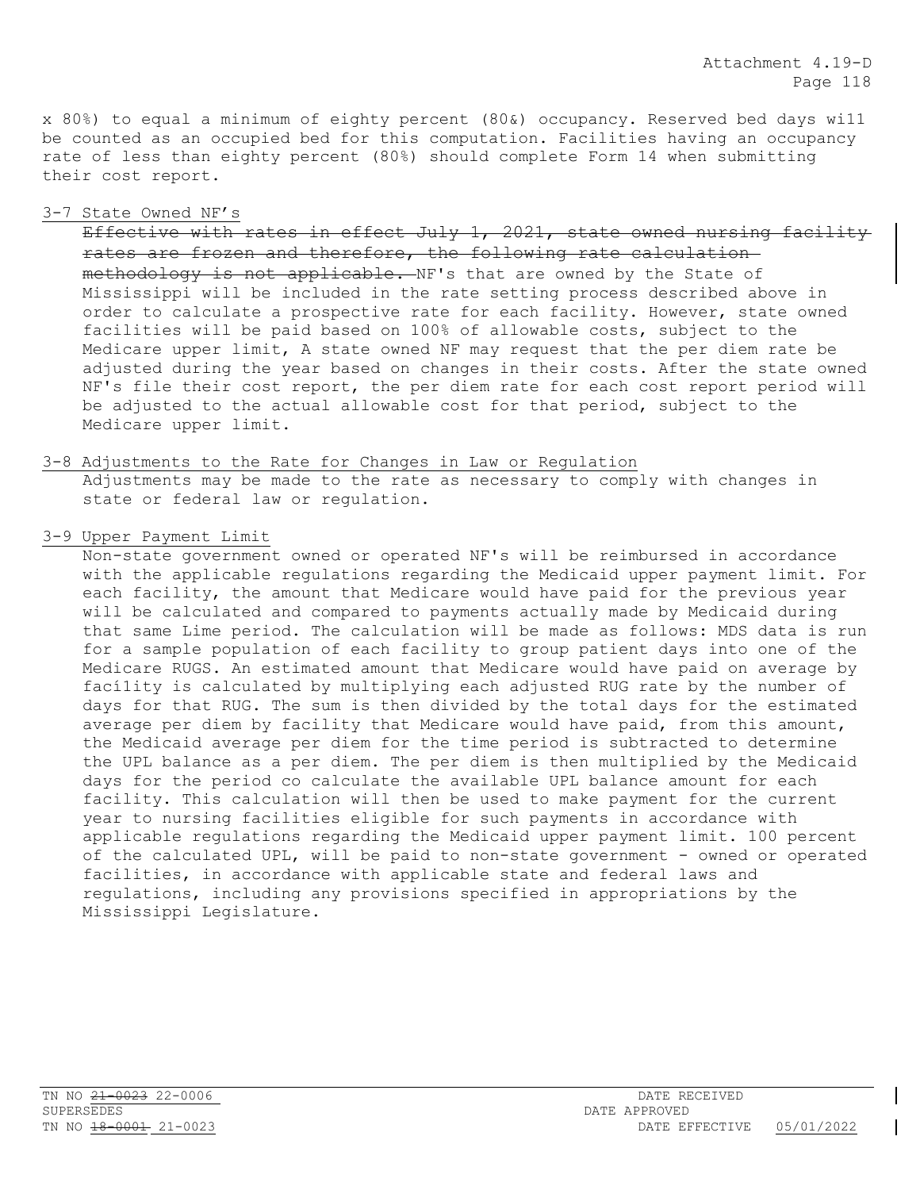x 80%) to equal a minimum of eighty percent (80&) occupancy. Reserved bed days wi11 be counted as an occupied bed for this computation. Facilities having an occupancy rate of less than eighty percent (80%) should complete Form 14 when submitting their cost report.

3-7 State Owned NF's

~~Effective with rates in effect July 1, 2021, state owned nursing facility rates are frozen and therefore, the following rate calculation methodology is not applicable.~~ NF's that are owned by the State of Mississippi will be included in the rate setting process described above in order to calculate a prospective rate for each facility. However, state owned facilities will be paid based on 100% of allowable costs, subject to the Medicare upper limit, A state owned NF may request that the per diem rate be adjusted during the year based on changes in their costs. After the state owned NF's file their cost report, the per diem rate for each cost report period will be adjusted to the actual allowable cost for that period, subject to the Medicare upper limit.

3-8 Adjustments to the Rate for Changes in Law or Regulation

Adjustments may be made to the rate as necessary to comply with changes in state or federal law or regulation.

3-9 Upper Payment Limit

Non-state government owned or operated NF's will be reimbursed in accordance with the applicable regulations regarding the Medicaid upper payment limit. For each facility, the amount that Medicare would have paid for the previous year will be calculated and compared to payments actually made by Medicaid during that same Lime period. The calculation will be made as follows: MDS data is run for a sample population of each facility to group patient days into one of the Medicare RUGS. An estimated amount that Medicare would have paid on average by facíllity is calculated by multiplying each adjusted RUG rate by the number of days for that RUG. The sum is then divided by the total days for the estimated average per diem by facility that Medicare would have paid, from this amount, the Medicaid average per diem for the time period is subtracted to determine the UPL balance as a per diem. The per diem is then multiplied by the Medicaid days for the period co calculate the available UPL balance amount for each facility. This calculation will then be used to make payment for the current year to nursing facilities eligible for such payments in accordance with applicable regulations regarding the Medicaid upper payment limit. 100 percent of the calculated UPL, will be paid to non-state government - owned or operated facilities, in accordance with applicable state and federal laws and regulations, including any provisions specified in appropriations by the Mississippi Legislature.

TN NO ~~21-0023~~ 22-0006 DATE RECEIVED
SUPERSEDES DATE APPROVED
TN NO ~~18-0001~~ 21-0023 DATE EFFECTIVE 05/01/2022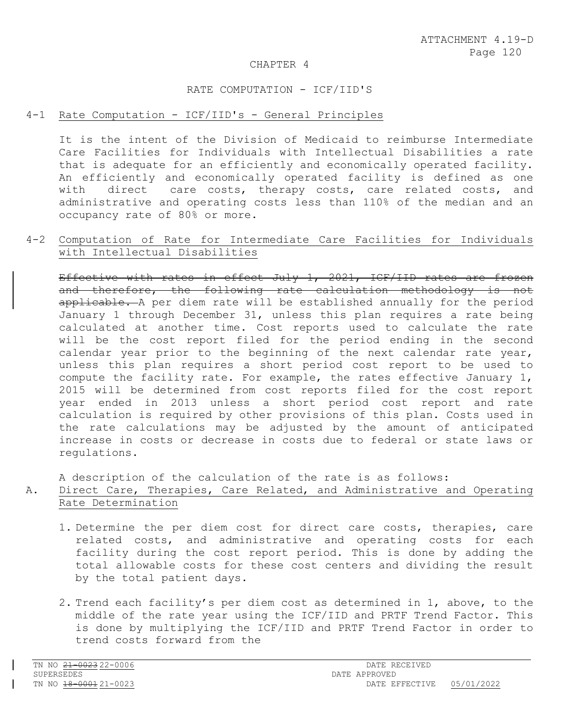ATTACHMENT 4.19-D

# CHAPTER 4

## RATE COMPUTATION - ICF/IID'S

### 4-1 Rate Computation - ICF/IID's - General Principles

It is the intent of the Division of Medicaid to reimburse Intermediate Care Facilities for Individuals with Intellectual Disabilities a rate that is adequate for an efficiently and economically operated facility. An efficiently and economically operated facility is defined as one with direct care costs, therapy costs, care related costs, and administrative and operating costs less than 110% of the median and an occupancy rate of 80% or more.

### 4-2 Computation of Rate for Intermediate Care Facilities for Individuals with Intellectual Disabilities

~~Effective with rates in effect July 1, 2021, ICF/IID rates are frozen and therefore, the following rate calculation methodology is not applicable.~~ A per diem rate will be established annually for the period January 1 through December 31, unless this plan requires a rate being calculated at another time. Cost reports used to calculate the rate will be the cost report filed for the period ending in the second calendar year prior to the beginning of the next calendar rate year, unless this plan requires a short period cost report to be used to compute the facility rate. For example, the rates effective January 1, 2015 will be determined from cost reports filed for the cost report year ended in 2013 unless a short period cost report and rate calculation is required by other provisions of this plan. Costs used in the rate calculations may be adjusted by the amount of anticipated increase in costs or decrease in costs due to federal or state laws or regulations.

A description of the calculation of the rate is as follows:

A. Direct Care, Therapies, Care Related, and Administrative and Operating Rate Determination

1. Determine the per diem cost for direct care costs, therapies, care related costs, and administrative and operating costs for each facility during the cost report period. This is done by adding the total allowable costs for these cost centers and dividing the result by the total patient days.
2. Trend each facility's per diem cost as determined in 1, above, to the middle of the rate year using the ICF/IID and PRTF Trend Factor. This is done by multiplying the ICF/IID and PRTF Trend Factor in order to trend costs forward from the

TN NO ~~21-0023~~ 22-0006 DATE RECEIVED
SUPERSEDES DATE APPROVED
TN NO ~~18-0001~~ 21-0023 DATE EFFECTIVE 05/01/2022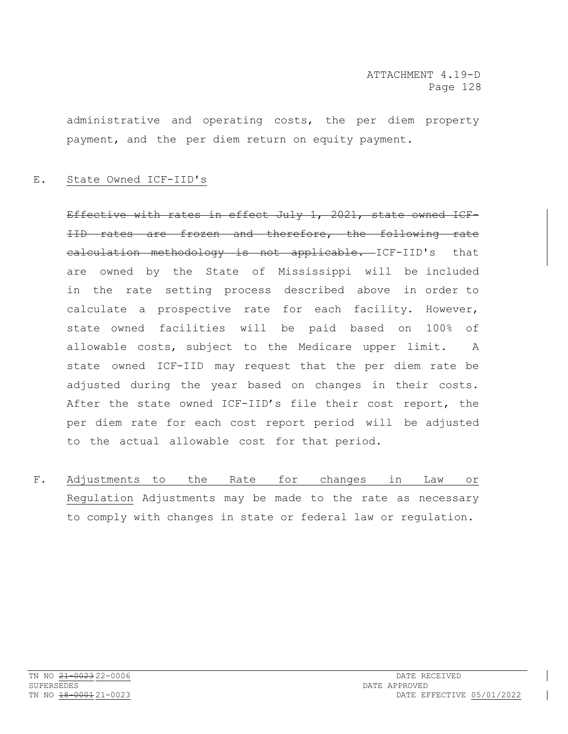administrative and operating costs, the per diem property payment, and the per diem return on equity payment.

E. State Owned ICF-IID's

~~Effective with rates in effect July 1, 2021, state owned ICF-IID rates are frozen and therefore, the following rate calculation methodology is not applicable.~~ ICF-IID's that are owned by the State of Mississippi will be included in the rate setting process described above in order to calculate a prospective rate for each facility. However, state owned facilities will be paid based on 100% of allowable costs, subject to the Medicare upper limit. A state owned ICF-IID may request that the per diem rate be adjusted during the year based on changes in their costs. After the state owned ICF-IID's file their cost report, the per diem rate for each cost report period will be adjusted to the actual allowable cost for that period.

F. Adjustments to the Rate for changes in Law or Regulation Adjustments may be made to the rate as necessary to comply with changes in state or federal law or regulation.

TN NO ~~21-0023~~ 22-0006 DATE RECEIVED
SUPERSEDES DATE APPROVED
TN NO ~~18-0001~~ 21-0023 DATE EFFECTIVE 05/01/2022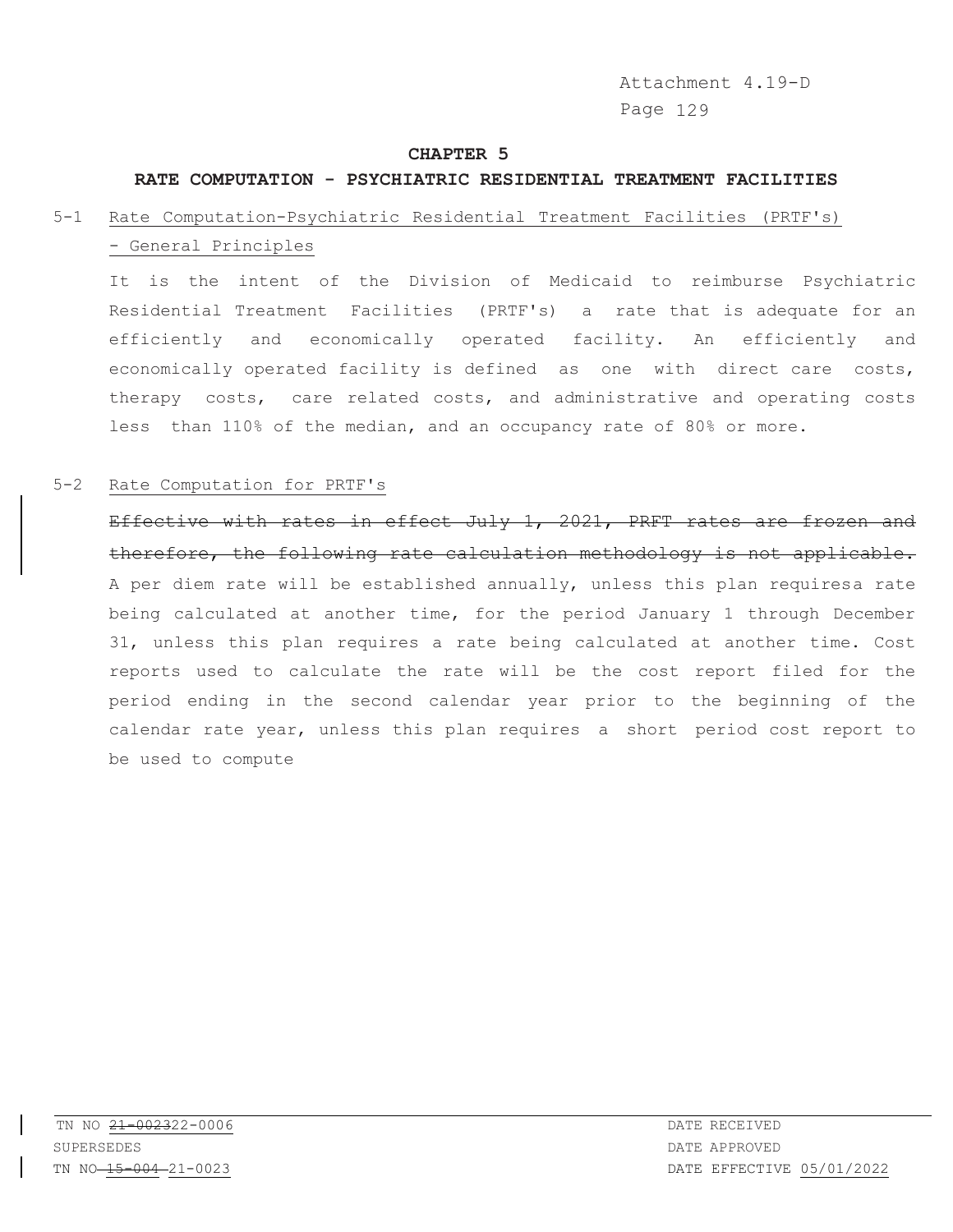Attachment 4.19-D

Page 129

## CHAPTER 5

## RATE COMPUTATION - PSYCHIATRIC RESIDENTIAL TREATMENT FACILITIES

5-1 Rate Computation-Psychiatric Residential Treatment Facilities (PRTF's) - General Principles

It is the intent of the Division of Medicaid to reimburse Psychiatric Residential Treatment Facilities (PRTF's) a rate that is adequate for an efficiently and economically operated facility. An efficiently and economically operated facility is defined as one with direct care costs, therapy costs, care related costs, and administrative and operating costs less than 110% of the median, and an occupancy rate of 80% or more.

5-2 Rate Computation for PRTF's

~~Effective with rates in effect July 1, 2021, PRFT rates are frozen and therefore, the following rate calculation methodology is not applicable.~~ A per diem rate will be established annually, unless this plan requiresa rate being calculated at another time, for the period January 1 through December 31, unless this plan requires a rate being calculated at another time. Cost reports used to calculate the rate will be the cost report filed for the period ending in the second calendar year prior to the beginning of the calendar rate year, unless this plan requires a short period cost report to be used to compute

TN NO ~~21-0023~~22-0006

SUPERSEDES

TN NO ~~15-004~~ 21-0023

DATE RECEIVED

DATE APPROVED

DATE EFFECTIVE 05/01/2022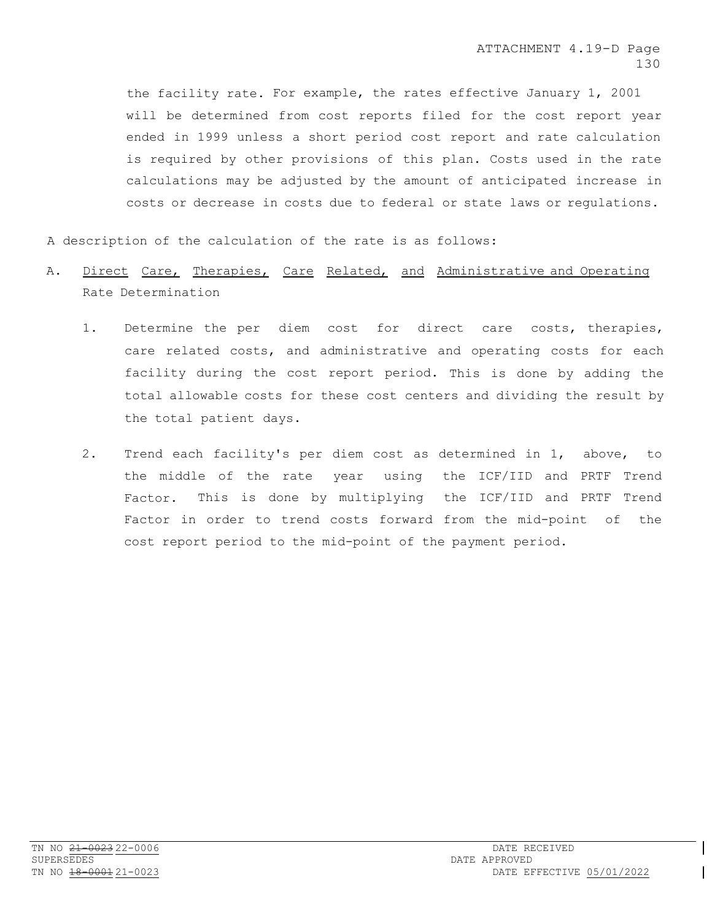the facility rate. For example, the rates effective January 1, 2001 will be determined from cost reports filed for the cost report year ended in 1999 unless a short period cost report and rate calculation is required by other provisions of this plan. Costs used in the rate calculations may be adjusted by the amount of anticipated increase in costs or decrease in costs due to federal or state laws or regulations.

A description of the calculation of the rate is as follows:

A. Direct Care, Therapies, Care Related, and Administrative and Operating Rate Determination

1. Determine the per diem cost for direct care costs, therapies, care related costs, and administrative and operating costs for each facility during the cost report period. This is done by adding the total allowable costs for these cost centers and dividing the result by the total patient days.

2. Trend each facility's per diem cost as determined in 1, above, to the middle of the rate year using the ICF/IID and PRTF Trend Factor. This is done by multiplying the ICF/IID and PRTF Trend Factor in order to trend costs forward from the mid-point of the cost report period to the mid-point of the payment period.

TN NO ~~21-0023~~ 22-0006
SUPERSEDES
TN NO ~~18-0001~~ 21-0023

DATE RECEIVED
DATE APPROVED
DATE EFFECTIVE 05/01/2022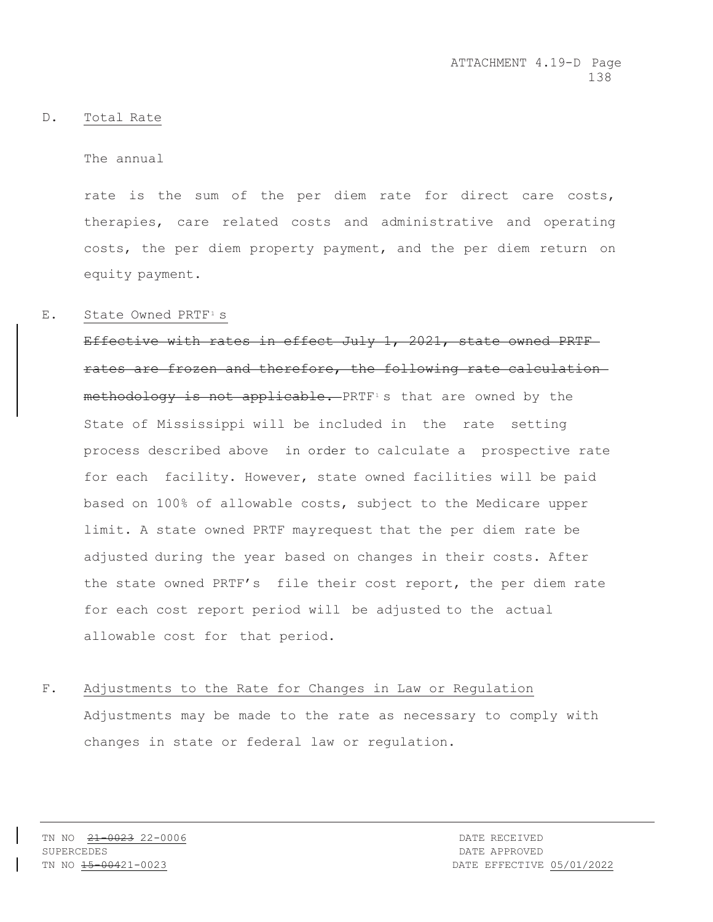ATTACHMENT 4.19-D Page 138

D. Total Rate

The annual

rate is the sum of the per diem rate for direct care costs, therapies, care related costs and administrative and operating costs, the per diem property payment, and the per diem return on equity payment.

E. State Owned PRTF's

~~Effective with rates in effect July 1, 2021, state owned PRTF rates are frozen and therefore, the following rate calculation methodology is not applicable.~~ PRTF's that are owned by the State of Mississippi will be included in the rate setting process described above in order to calculate a prospective rate for each facility. However, state owned facilities will be paid based on 100% of allowable costs, subject to the Medicare upper limit. A state owned PRTF mayrequest that the per diem rate be adjusted during the year based on changes in their costs. After the state owned PRTF's file their cost report, the per diem rate for each cost report period will be adjusted to the actual allowable cost for that period.

F. Adjustments to the Rate for Changes in Law or Regulation

Adjustments may be made to the rate as necessary to comply with changes in state or federal law or regulation.

TN NO ~~21-0023~~ 22-0006 DATE RECEIVED
SUPERCEDES DATE APPROVED
TN NO ~~15-004~~21-0023 DATE EFFECTIVE 05/01/2022